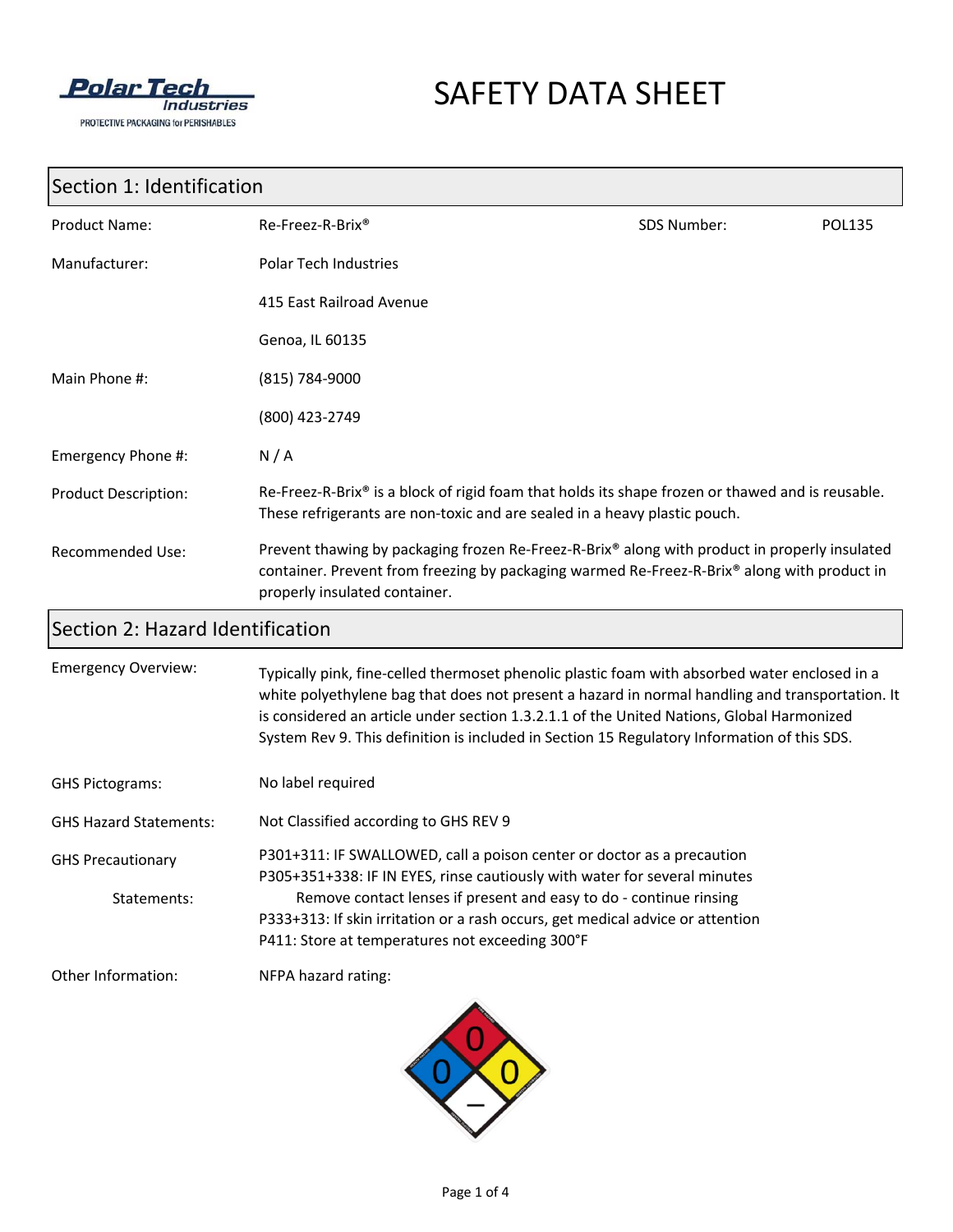# SAFETY DATA SHEET

## Section 1: Identification

| | | | |
|---|---|---|---|
| Product Name: | Re-Freez-R-Brix® | SDS Number: | POL135 |
| Manufacturer: | Polar Tech Industries | | |
| | 415 East Railroad Avenue | | |
| | Genoa, IL 60135 | | |
| Main Phone #: | (815) 784-9000 | | |
| | (800) 423-2749 | | |
| Emergency Phone #: | N / A | | |
| Product Description: | Re-Freez-R-Brix® is a block of rigid foam that holds its shape frozen or thawed and is reusable. These refrigerants are non-toxic and are sealed in a heavy plastic pouch. | | |
| Recommended Use: | Prevent thawing by packaging frozen Re-Freez-R-Brix® along with product in properly insulated container. Prevent from freezing by packaging warmed Re-Freez-R-Brix® along with product in properly insulated container. | | |

## Section 2: Hazard Identification

**Emergency Overview:** Typically pink, fine-celled thermoset phenolic plastic foam with absorbed water enclosed in a white polyethylene bag that does not present a hazard in normal handling and transportation. It is considered an article under section 1.3.2.1.1 of the United Nations, Global Harmonized System Rev 9. This definition is included in Section 15 Regulatory Information of this SDS.

**GHS Pictograms:** No label required

**GHS Hazard Statements:** Not Classified according to GHS REV 9

**GHS Precautionary Statements:**

P301+311: IF SWALLOWED, call a poison center or doctor as a precaution
P305+351+338: IF IN EYES, rinse cautiously with water for several minutes
Remove contact lenses if present and easy to do - continue rinsing
P333+313: If skin irritation or a rash occurs, get medical advice or attention
P411: Store at temperatures not exceeding 300°F

**Other Information:** NFPA hazard rating:

Health: 0, Flammability: 0, Reactivity: 0, Special: –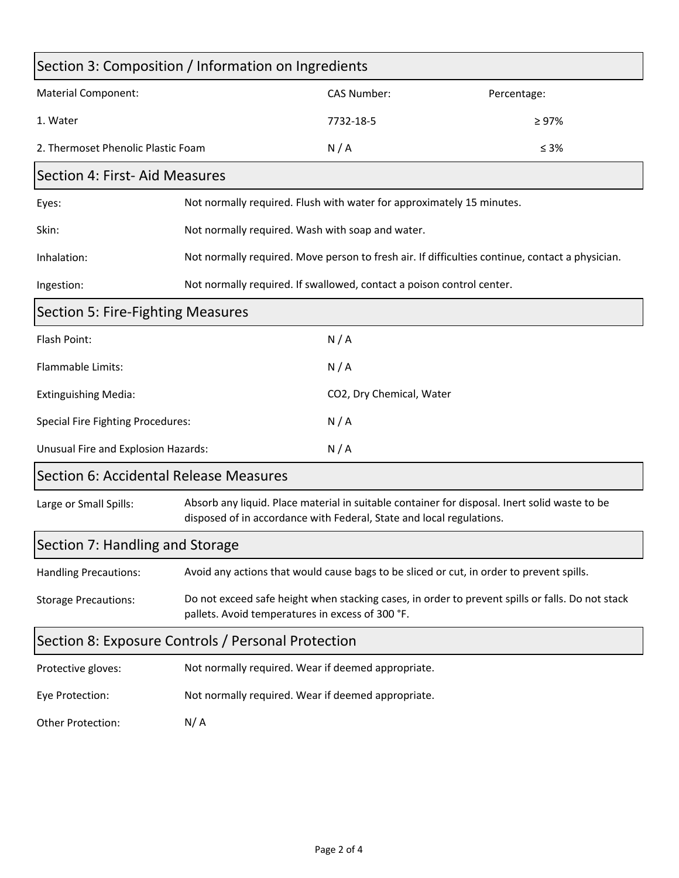## Section 3: Composition / Information on Ingredients

| Material Component: | CAS Number: | Percentage: |
|---|---|---|
| 1. Water | 7732-18-5 | ≥ 97% |
| 2. Thermoset Phenolic Plastic Foam | N / A | ≤ 3% |

## Section 4: First- Aid Measures

| | |
|---|---|
| Eyes: | Not normally required. Flush with water for approximately 15 minutes. |
| Skin: | Not normally required. Wash with soap and water. |
| Inhalation: | Not normally required. Move person to fresh air. If difficulties continue, contact a physician. |
| Ingestion: | Not normally required. If swallowed, contact a poison control center. |

## Section 5: Fire-Fighting Measures

| | |
|---|---|
| Flash Point: | N / A |
| Flammable Limits: | N / A |
| Extinguishing Media: | $CO_2$, Dry Chemical, Water |
| Special Fire Fighting Procedures: | N / A |
| Unusual Fire and Explosion Hazards: | N / A |

## Section 6: Accidental Release Measures

| | |
|---|---|
| Large or Small Spills: | Absorb any liquid. Place material in suitable container for disposal. Inert solid waste to be disposed of in accordance with Federal, State and local regulations. |

## Section 7: Handling and Storage

| | |
|---|---|
| Handling Precautions: | Avoid any actions that would cause bags to be sliced or cut, in order to prevent spills. |
| Storage Precautions: | Do not exceed safe height when stacking cases, in order to prevent spills or falls. Do not stack pallets. Avoid temperatures in excess of 300 °F. |

## Section 8: Exposure Controls / Personal Protection

| | |
|---|---|
| Protective gloves: | Not normally required. Wear if deemed appropriate. |
| Eye Protection: | Not normally required. Wear if deemed appropriate. |
| Other Protection: | N/ A |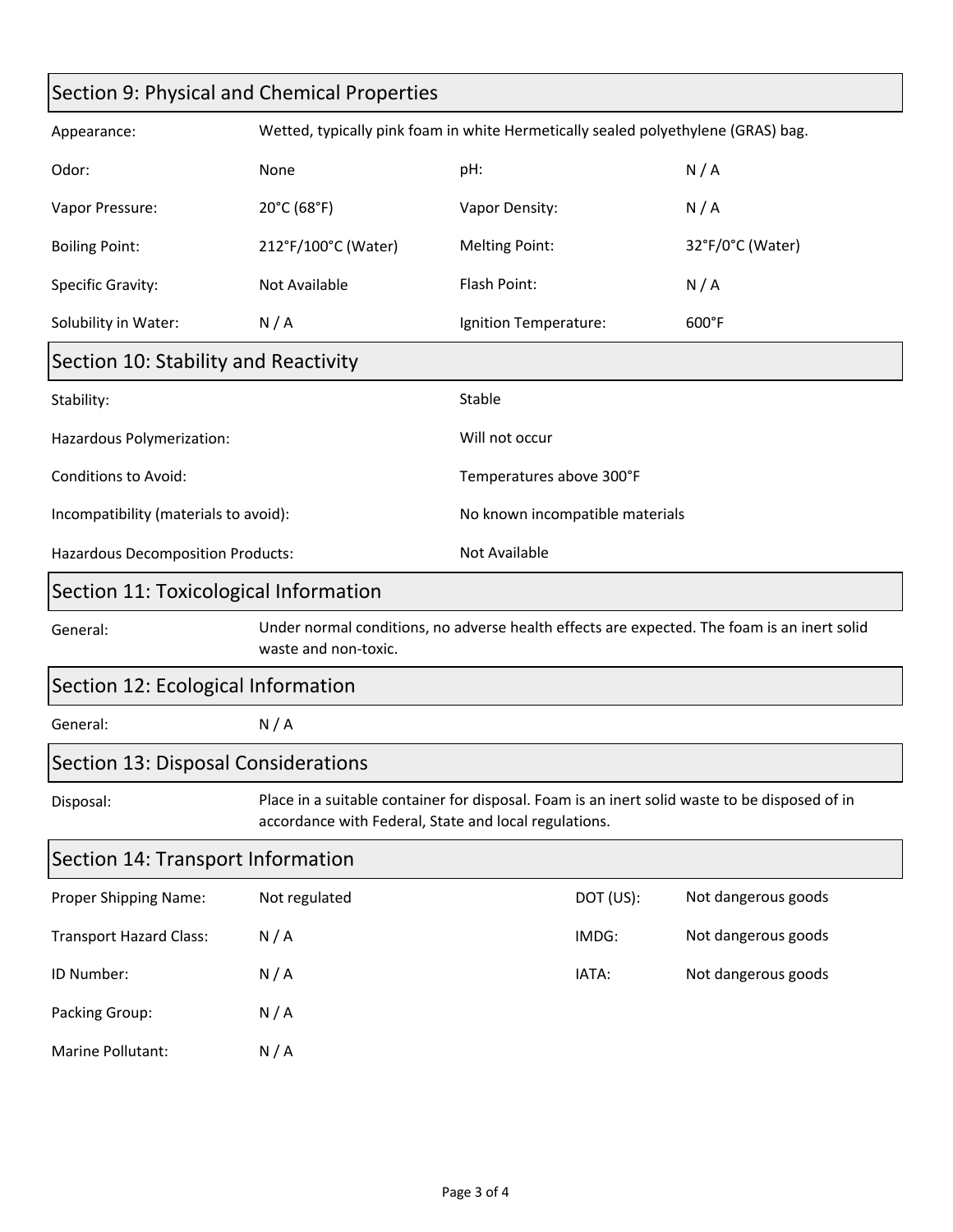## Section 9: Physical and Chemical Properties

Appearance: Wetted, typically pink foam in white Hermetically sealed polyethylene (GRAS) bag.

| | | | |
|---|---|---|---|
| Odor: | None | pH: | N / A |
| Vapor Pressure: | 20°C (68°F) | Vapor Density: | N / A |
| Boiling Point: | 212°F/100°C (Water) | Melting Point: | 32°F/0°C (Water) |
| Specific Gravity: | Not Available | Flash Point: | N / A |
| Solubility in Water: | N / A | Ignition Temperature: | 600°F |

## Section 10: Stability and Reactivity

| | |
|---|---|
| Stability: | Stable |
| Hazardous Polymerization: | Will not occur |
| Conditions to Avoid: | Temperatures above 300°F |
| Incompatibility (materials to avoid): | No known incompatible materials |
| Hazardous Decomposition Products: | Not Available |

## Section 11: Toxicological Information

General: Under normal conditions, no adverse health effects are expected. The foam is an inert solid waste and non-toxic.

## Section 12: Ecological Information

General: N / A

## Section 13: Disposal Considerations

Disposal: Place in a suitable container for disposal. Foam is an inert solid waste to be disposed of in accordance with Federal, State and local regulations.

## Section 14: Transport Information

| | | | |
|---|---|---|---|
| Proper Shipping Name: | Not regulated | DOT (US): | Not dangerous goods |
| Transport Hazard Class: | N / A | IMDG: | Not dangerous goods |
| ID Number: | N / A | IATA: | Not dangerous goods |
| Packing Group: | N / A | | |
| Marine Pollutant: | N / A | | |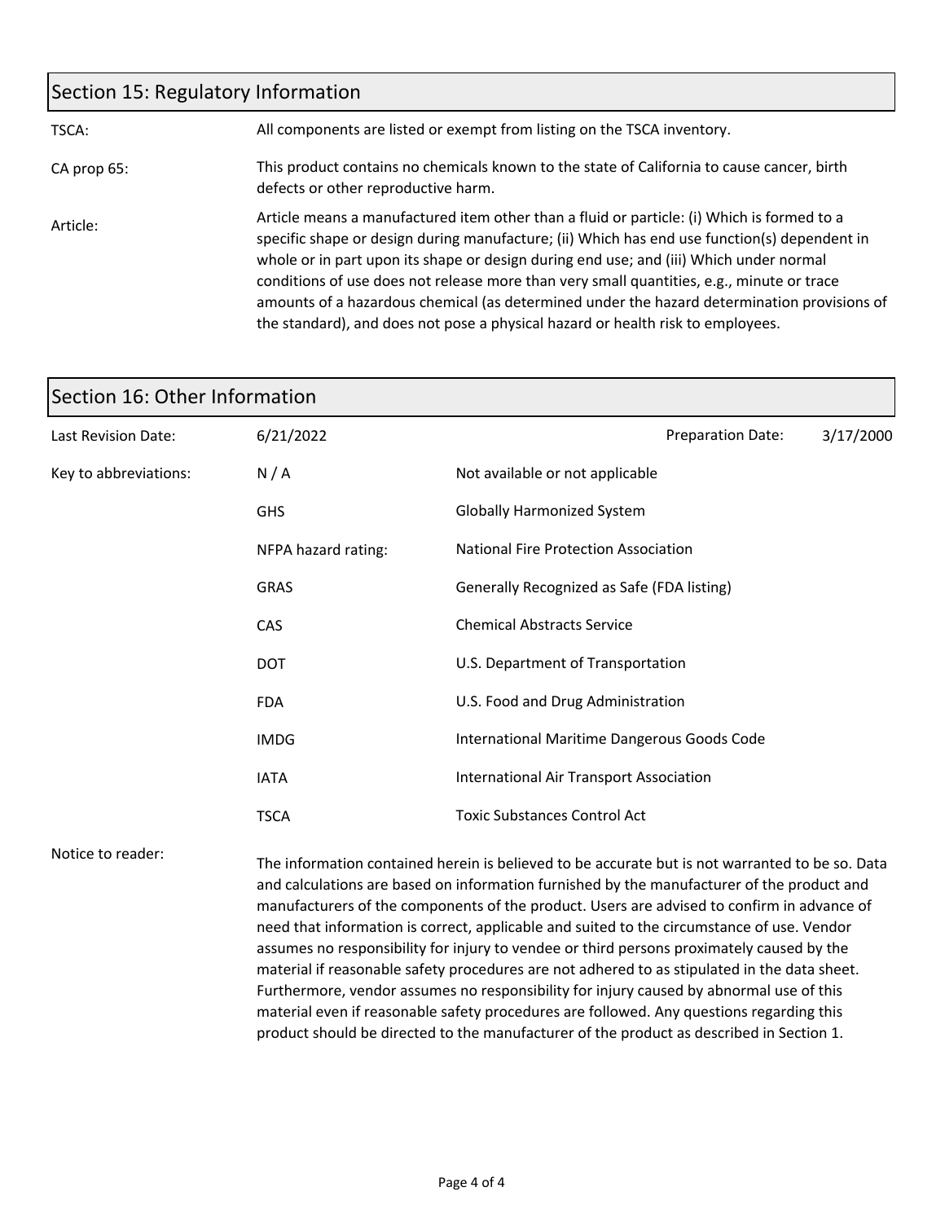## Section 15: Regulatory Information

| | |
|---|---|
| TSCA: | All components are listed or exempt from listing on the TSCA inventory. |
| CA prop 65: | This product contains no chemicals known to the state of California to cause cancer, birth defects or other reproductive harm. |
| Article: | Article means a manufactured item other than a fluid or particle: (i) Which is formed to a specific shape or design during manufacture; (ii) Which has end use function(s) dependent in whole or in part upon its shape or design during end use; and (iii) Which under normal conditions of use does not release more than very small quantities, e.g., minute or trace amounts of a hazardous chemical (as determined under the hazard determination provisions of the standard), and does not pose a physical hazard or health risk to employees. |

## Section 16: Other Information

Last Revision Date: 6/21/2022

Preparation Date: 3/17/2000

Key to abbreviations:

| | |
|---|---|
| N / A | Not available or not applicable |
| GHS | Globally Harmonized System |
| NFPA hazard rating: | National Fire Protection Association |
| GRAS | Generally Recognized as Safe (FDA listing) |
| CAS | Chemical Abstracts Service |
| DOT | U.S. Department of Transportation |
| FDA | U.S. Food and Drug Administration |
| IMDG | International Maritime Dangerous Goods Code |
| IATA | International Air Transport Association |
| TSCA | Toxic Substances Control Act |

Notice to reader:

The information contained herein is believed to be accurate but is not warranted to be so. Data and calculations are based on information furnished by the manufacturer of the product and manufacturers of the components of the product. Users are advised to confirm in advance of need that information is correct, applicable and suited to the circumstance of use. Vendor assumes no responsibility for injury to vendee or third persons proximately caused by the material if reasonable safety procedures are not adhered to as stipulated in the data sheet. Furthermore, vendor assumes no responsibility for injury caused by abnormal use of this material even if reasonable safety procedures are followed. Any questions regarding this product should be directed to the manufacturer of the product as described in Section 1.